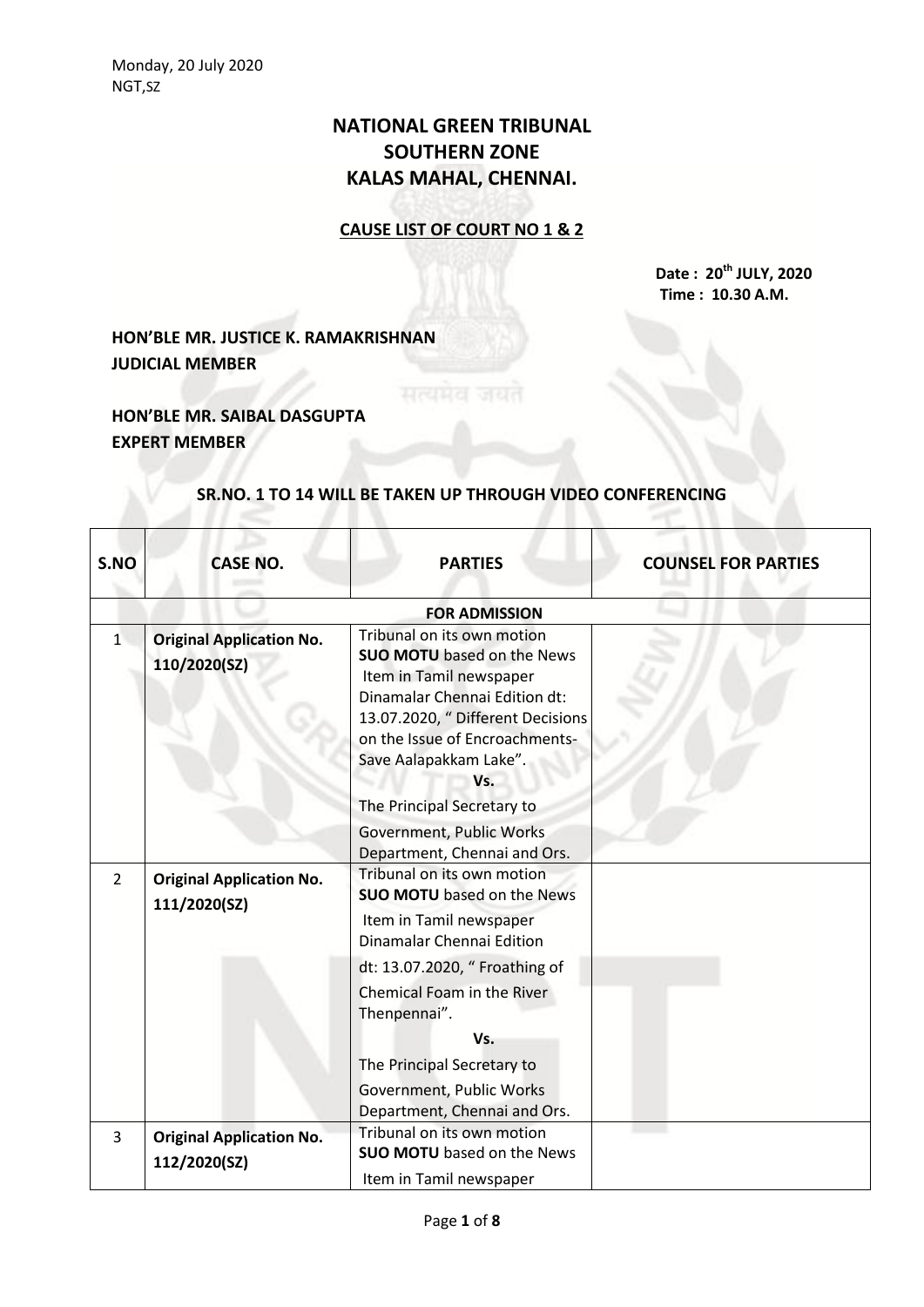Monday, 20 July 2020
NGT,SZ

# NATIONAL GREEN TRIBUNAL
# SOUTHERN ZONE
# KALAS MAHAL, CHENNAI.

## CAUSE LIST OF COURT NO 1 & 2

**Date : 20th JULY, 2020**
**Time : 10.30 A.M.**

**HON'BLE MR. JUSTICE K. RAMAKRISHNAN**
**JUDICIAL MEMBER**

**HON'BLE MR. SAIBAL DASGUPTA**
**EXPERT MEMBER**

**SR.NO. 1 TO 14 WILL BE TAKEN UP THROUGH VIDEO CONFERENCING**

| S.NO | CASE NO. | PARTIES | COUNSEL FOR PARTIES |
|---|---|---|---|
| | | **FOR ADMISSION** | |
| 1 | **Original Application No. 110/2020(SZ)** | Tribunal on its own motion **SUO MOTU** based on the News Item in Tamil newspaper Dinamalar Chennai Edition dt: 13.07.2020, " Different Decisions on the Issue of Encroachments- Save Aalapakkam Lake". **Vs.** The Principal Secretary to Government, Public Works Department, Chennai and Ors. | |
| 2 | **Original Application No. 111/2020(SZ)** | Tribunal on its own motion **SUO MOTU** based on the News Item in Tamil newspaper Dinamalar Chennai Edition dt: 13.07.2020, " Froathing of Chemical Foam in the River Thenpennai". **Vs.** The Principal Secretary to Government, Public Works Department, Chennai and Ors. | |
| 3 | **Original Application No. 112/2020(SZ)** | Tribunal on its own motion **SUO MOTU** based on the News Item in Tamil newspaper | |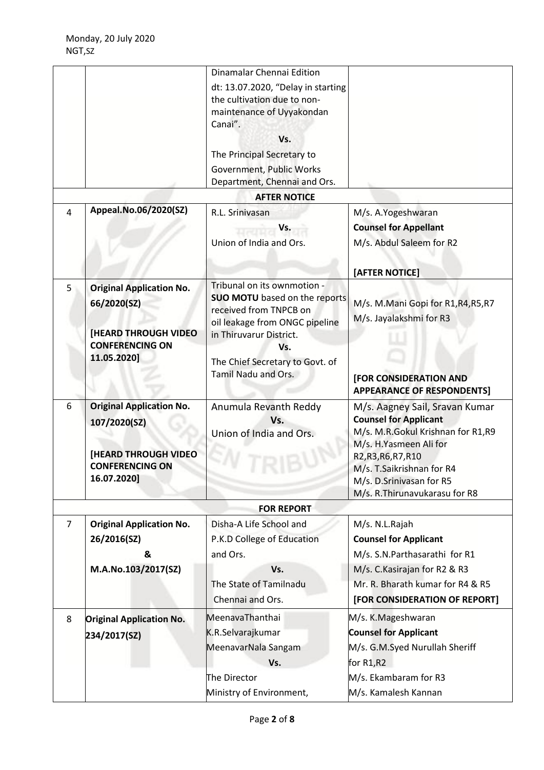| | | | |
|---|---|---|---|
| | | Dinamalar Chennai Edition dt: 13.07.2020, "Delay in starting the cultivation due to non-maintenance of Uyyakondan Canai".<br>**Vs.**<br>The Principal Secretary to Government, Public Works Department, Chennai and Ors. | |
| | | **AFTER NOTICE** | |
| 4 | **Appeal.No.06/2020(SZ)** | R.L. Srinivasan<br>**Vs.**<br>Union of India and Ors. | M/s. A.Yogeshwaran<br>**Counsel for Appellant**<br>M/s. Abdul Saleem for R2<br><br>**[AFTER NOTICE]** |
| 5 | **Original Application No. 66/2020(SZ)**<br><br>**[HEARD THROUGH VIDEO CONFERENCING ON 11.05.2020]** | Tribunal on its ownmotion - **SUO MOTU** based on the reports received from TNPCB on oil leakage from ONGC pipeline in Thiruvarur District.<br>**Vs.**<br>The Chief Secretary to Govt. of Tamil Nadu and Ors. | M/s. M.Mani Gopi for R1,R4,R5,R7<br>M/s. Jayalakshmi for R3<br><br>**[FOR CONSIDERATION AND APPEARANCE OF RESPONDENTS]** |
| 6 | **Original Application No. 107/2020(SZ)**<br><br>**[HEARD THROUGH VIDEO CONFERENCING ON 16.07.2020]** | Anumula Revanth Reddy<br>**Vs.**<br>Union of India and Ors. | M/s. Aagney Sail, Sravan Kumar<br>**Counsel for Applicant**<br>M/s. M.R.Gokul Krishnan for R1,R9<br>M/s. H.Yasmeen Ali for R2,R3,R6,R7,R10<br>M/s. T.Saikrishnan for R4<br>M/s. D.Srinivasan for R5<br>M/s. R.Thirunavukarasu for R8 |
| | | **FOR REPORT** | |
| 7 | **Original Application No. 26/2016(SZ)**<br>**&**<br>**M.A.No.103/2017(SZ)** | Disha-A Life School and P.K.D College of Education and Ors.<br>**Vs.**<br>The State of Tamilnadu Chennai and Ors. | M/s. N.L.Rajah<br>**Counsel for Applicant**<br>M/s. S.N.Parthasarathi for R1<br>M/s. C.Kasirajan for R2 & R3<br>Mr. R. Bharath kumar for R4 & R5<br>**[FOR CONSIDERATION OF REPORT]** |
| 8 | **Original Application No. 234/2017(SZ)** | MeenavaThanthai K.R.Selvarajkumar MeenavarNala Sangam<br>**Vs.**<br>The Director Ministry of Environment, | M/s. K.Mageshwaran<br>**Counsel for Applicant**<br>M/s. G.M.Syed Nurullah Sheriff for R1,R2<br>M/s. Ekambaram for R3<br>M/s. Kamalesh Kannan |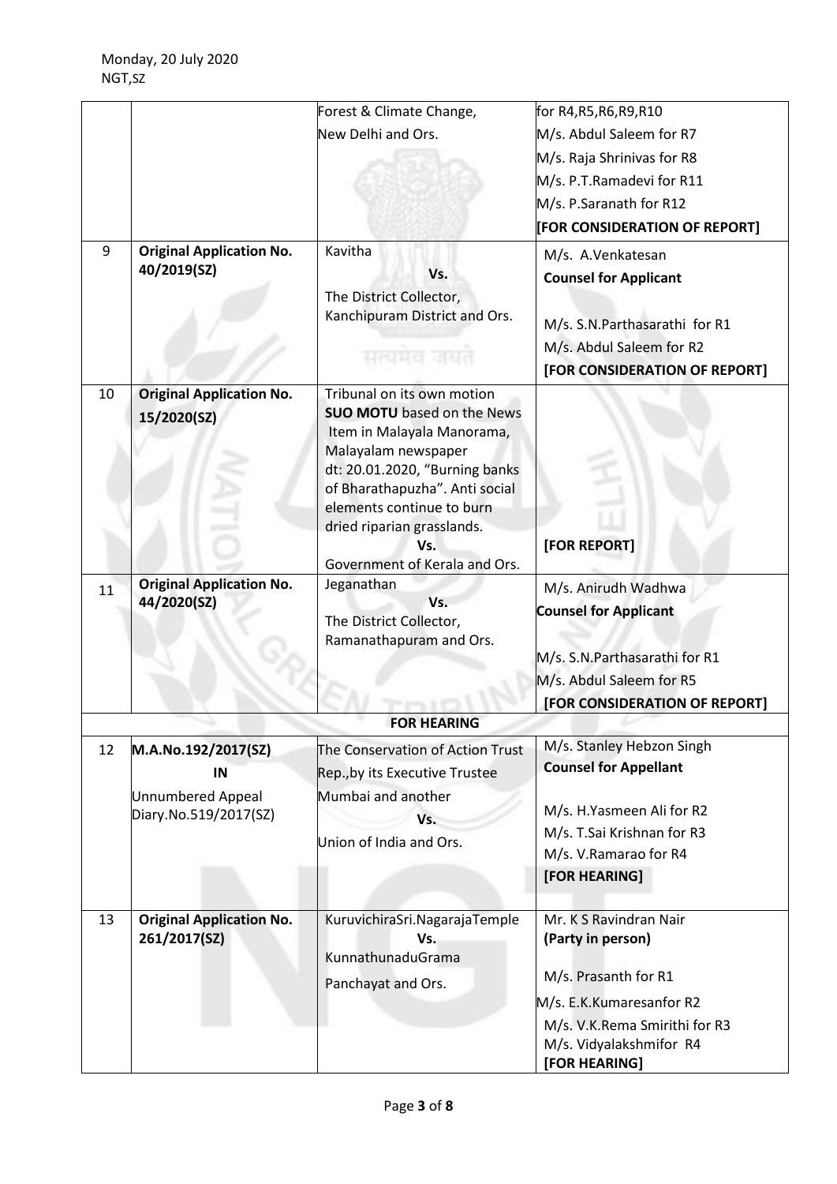| | | | |
|---|---|---|---|
| | | Forest & Climate Change, New Delhi and Ors. | for R4,R5,R6,R9,R10<br>M/s. Abdul Saleem for R7<br>M/s. Raja Shrinivas for R8<br>M/s. P.T.Ramadevi for R11<br>M/s. P.Saranath for R12<br>**[FOR CONSIDERATION OF REPORT]** |
| 9 | **Original Application No. 40/2019(SZ)** | Kavitha<br>**Vs.**<br>The District Collector, Kanchipuram District and Ors. | M/s. A.Venkatesan<br>**Counsel for Applicant**<br><br>M/s. S.N.Parthasarathi for R1<br>M/s. Abdul Saleem for R2<br>**[FOR CONSIDERATION OF REPORT]** |
| 10 | **Original Application No. 15/2020(SZ)** | Tribunal on its own motion<br>**SUO MOTU** based on the News Item in Malayala Manorama, Malayalam newspaper dt: 20.01.2020, "Burning banks of Bharathapuzha". Anti social elements continue to burn dried riparian grasslands.<br>**Vs.**<br>Government of Kerala and Ors. | **[FOR REPORT]** |
| 11 | **Original Application No. 44/2020(SZ)** | Jeganathan<br>**Vs.**<br>The District Collector, Ramanathapuram and Ors. | M/s. Anirudh Wadhwa<br>**Counsel for Applicant**<br><br>M/s. S.N.Parthasarathi for R1<br>M/s. Abdul Saleem for R5<br>**[FOR CONSIDERATION OF REPORT]** |
| | | **FOR HEARING** | |
| 12 | **M.A.No.192/2017(SZ)**<br>**IN**<br>Unnumbered Appeal Diary.No.519/2017(SZ) | The Conservation of Action Trust Rep.,by its Executive Trustee Mumbai and another<br>**Vs.**<br>Union of India and Ors. | M/s. Stanley Hebzon Singh<br>**Counsel for Appellant**<br><br>M/s. H.Yasmeen Ali for R2<br>M/s. T.Sai Krishnan for R3<br>M/s. V.Ramarao for R4<br>**[FOR HEARING]** |
| 13 | **Original Application No. 261/2017(SZ)** | KuruvichiraSri.NagarajaTemple<br>**Vs.**<br>KunnathunaduGrama Panchayat and Ors. | Mr. K S Ravindran Nair<br>**(Party in person)**<br><br>M/s. Prasanth for R1<br>M/s. E.K.Kumaresanfor R2<br>M/s. V.K.Rema Smirithi for R3<br>M/s. Vidyalakshmifor R4<br>**[FOR HEARING]** |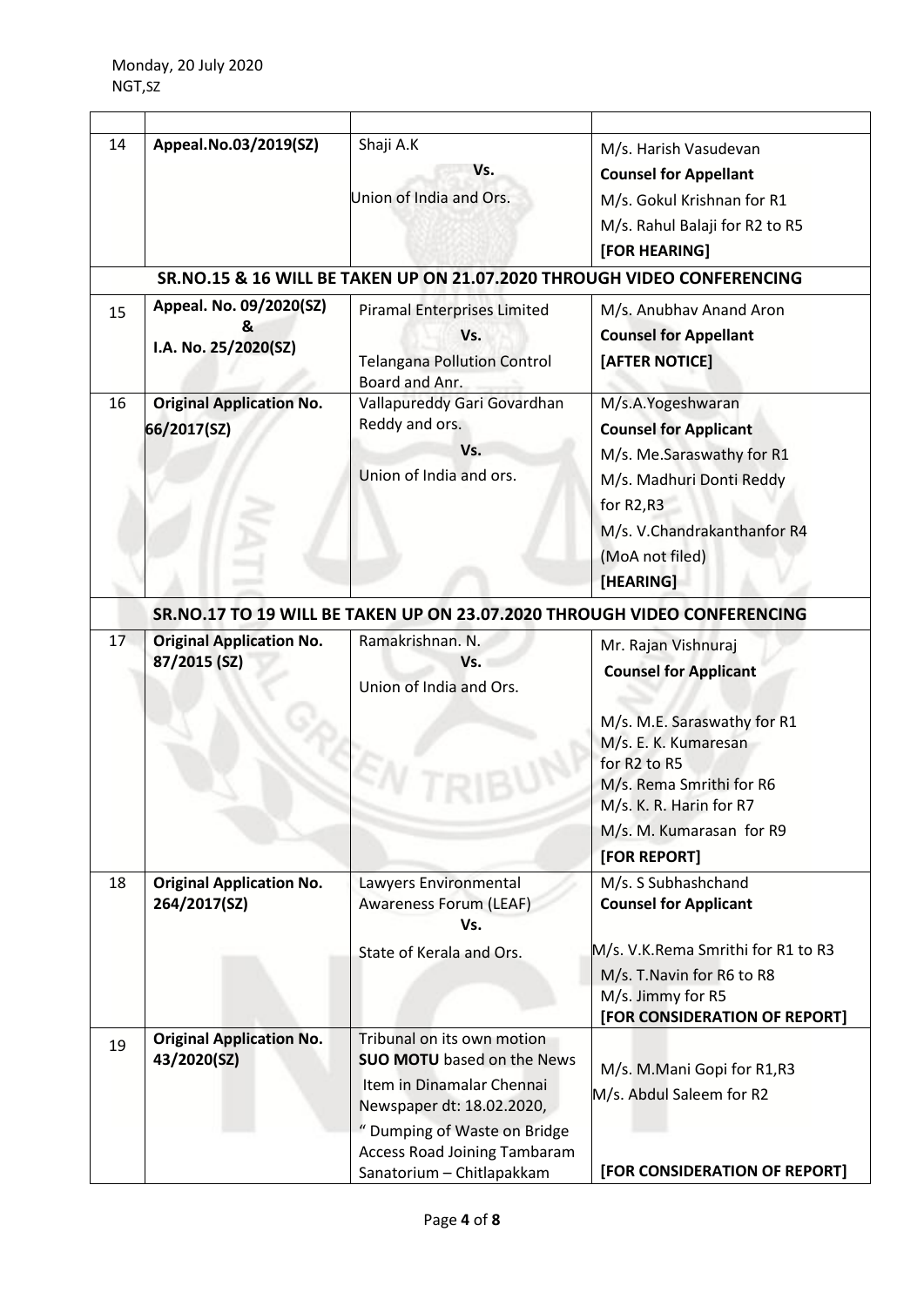Monday, 20 July 2020
NGT,SZ

| | | | |
|---|---|---|---|
| 14 | **Appeal.No.03/2019(SZ)** | Shaji A.K<br>**Vs.**<br>Union of India and Ors. | M/s. Harish Vasudevan<br>**Counsel for Appellant**<br>M/s. Gokul Krishnan for R1<br>M/s. Rahul Balaji for R2 to R5<br>**[FOR HEARING]** |
| **SR.NO.15 & 16 WILL BE TAKEN UP ON 21.07.2020 THROUGH VIDEO CONFERENCING** | | | |
| 15 | **Appeal. No. 09/2020(SZ)**<br>**&**<br>**I.A. No. 25/2020(SZ)** | Piramal Enterprises Limited<br>**Vs.**<br>Telangana Pollution Control Board and Anr. | M/s. Anubhav Anand Aron<br>**Counsel for Appellant**<br>**[AFTER NOTICE]** |
| 16 | **Original Application No. 66/2017(SZ)** | Vallapureddy Gari Govardhan Reddy and ors.<br>**Vs.**<br>Union of India and ors. | M/s.A.Yogeshwaran<br>**Counsel for Applicant**<br>M/s. Me.Saraswathy for R1<br>M/s. Madhuri Donti Reddy for R2,R3<br>M/s. V.Chandrakanthanfor R4<br>(MoA not filed)<br>**[HEARING]** |
| **SR.NO.17 TO 19 WILL BE TAKEN UP ON 23.07.2020 THROUGH VIDEO CONFERENCING** | | | |
| 17 | **Original Application No. 87/2015 (SZ)** | Ramakrishnan. N.<br>**Vs.**<br>Union of India and Ors. | Mr. Rajan Vishnuraj<br>**Counsel for Applicant**<br>M/s. M.E. Saraswathy for R1<br>M/s. E. K. Kumaresan for R2 to R5<br>M/s. Rema Smrithi for R6<br>M/s. K. R. Harin for R7<br>M/s. M. Kumarasan for R9<br>**[FOR REPORT]** |
| 18 | **Original Application No. 264/2017(SZ)** | Lawyers Environmental Awareness Forum (LEAF)<br>**Vs.**<br>State of Kerala and Ors. | M/s. S Subhashchand<br>**Counsel for Applicant**<br>M/s. V.K.Rema Smrithi for R1 to R3<br>M/s. T.Navin for R6 to R8<br>M/s. Jimmy for R5<br>**[FOR CONSIDERATION OF REPORT]** |
| 19 | **Original Application No. 43/2020(SZ)** | Tribunal on its own motion **SUO MOTU** based on the News Item in Dinamalar Chennai Newspaper dt: 18.02.2020, " Dumping of Waste on Bridge Access Road Joining Tambaram Sanatorium – Chitlapakkam | M/s. M.Mani Gopi for R1,R3<br>M/s. Abdul Saleem for R2<br>**[FOR CONSIDERATION OF REPORT]** |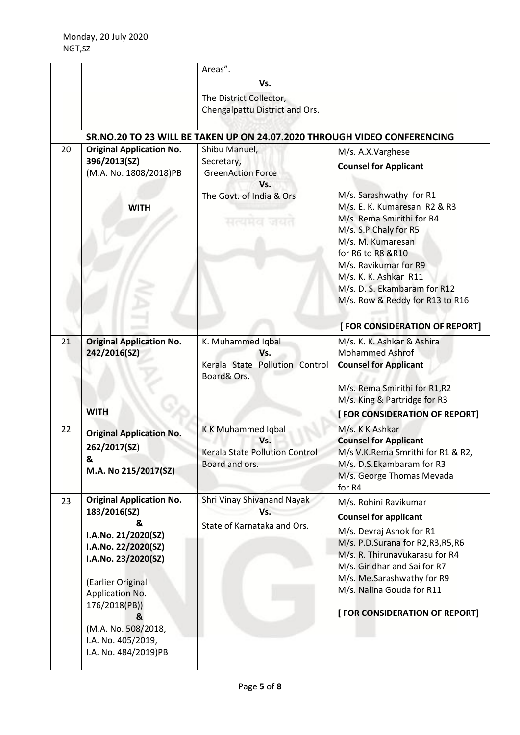| | | | |
|---|---|---|---|
| | | Areas".<br>Vs.<br>The District Collector, Chengalpattu District and Ors. | |
| | **SR.NO.20 TO 23 WILL BE TAKEN UP ON 24.07.2020 THROUGH VIDEO CONFERENCING** | | |
| 20 | **Original Application No. 396/2013(SZ)**<br>(M.A. No. 1808/2018)PB<br><br>**WITH** | Shibu Manuel, Secretary, GreenAction Force<br>Vs.<br>The Govt. of India & Ors. | M/s. A.X.Varghese<br>**Counsel for Applicant**<br><br>M/s. Sarashwathy for R1<br>M/s. E. K. Kumaresan R2 & R3<br>M/s. Rema Smirithi for R4<br>M/s. S.P.Chaly for R5<br>M/s. M. Kumaresan for R6 to R8 &R10<br>M/s. Ravikumar for R9<br>M/s. K. K. Ashkar R11<br>M/s. D. S. Ekambaram for R12<br>M/s. Row & Reddy for R13 to R16<br><br>**[ FOR CONSIDERATION OF REPORT]** |
| 21 | **Original Application No. 242/2016(SZ)**<br><br>**WITH** | K. Muhammed Iqbal<br>Vs.<br>Kerala State Pollution Control Board& Ors. | M/s. K. K. Ashkar & Ashira Mohammed Ashrof<br>**Counsel for Applicant**<br><br>M/s. Rema Smirithi for R1,R2<br>M/s. King & Partridge for R3<br>**[ FOR CONSIDERATION OF REPORT]** |
| 22 | **Original Application No. 262/2017(SZ)**<br>**&**<br>**M.A. No 215/2017(SZ)** | K K Muhammed Iqbal<br>Vs.<br>Kerala State Pollution Control Board and ors. | M/s. K K Ashkar<br>**Counsel for Applicant**<br>M/s V.K.Rema Smrithi for R1 & R2,<br>M/s. D.S.Ekambaram for R3<br>M/s. George Thomas Mevada for R4 |
| 23 | **Original Application No. 183/2016(SZ)**<br>**&**<br>**I.A.No. 21/2020(SZ)**<br>**I.A.No. 22/2020(SZ)**<br>**I.A.No. 23/2020(SZ)**<br><br>(Earlier Original Application No. 176/2018(PB))<br>**&**<br>(M.A. No. 508/2018, I.A. No. 405/2019, I.A. No. 484/2019)PB | Shri Vinay Shivanand Nayak<br>Vs.<br>State of Karnataka and Ors. | M/s. Rohini Ravikumar<br>**Counsel for applicant**<br>M/s. Devraj Ashok for R1<br>M/s. P.D.Surana for R2,R3,R5,R6<br>M/s. R. Thirunavukarasu for R4<br>M/s. Giridhar and Sai for R7<br>M/s. Me.Sarashwathy for R9<br>M/s. Nalina Gouda for R11<br><br>**[ FOR CONSIDERATION OF REPORT]** |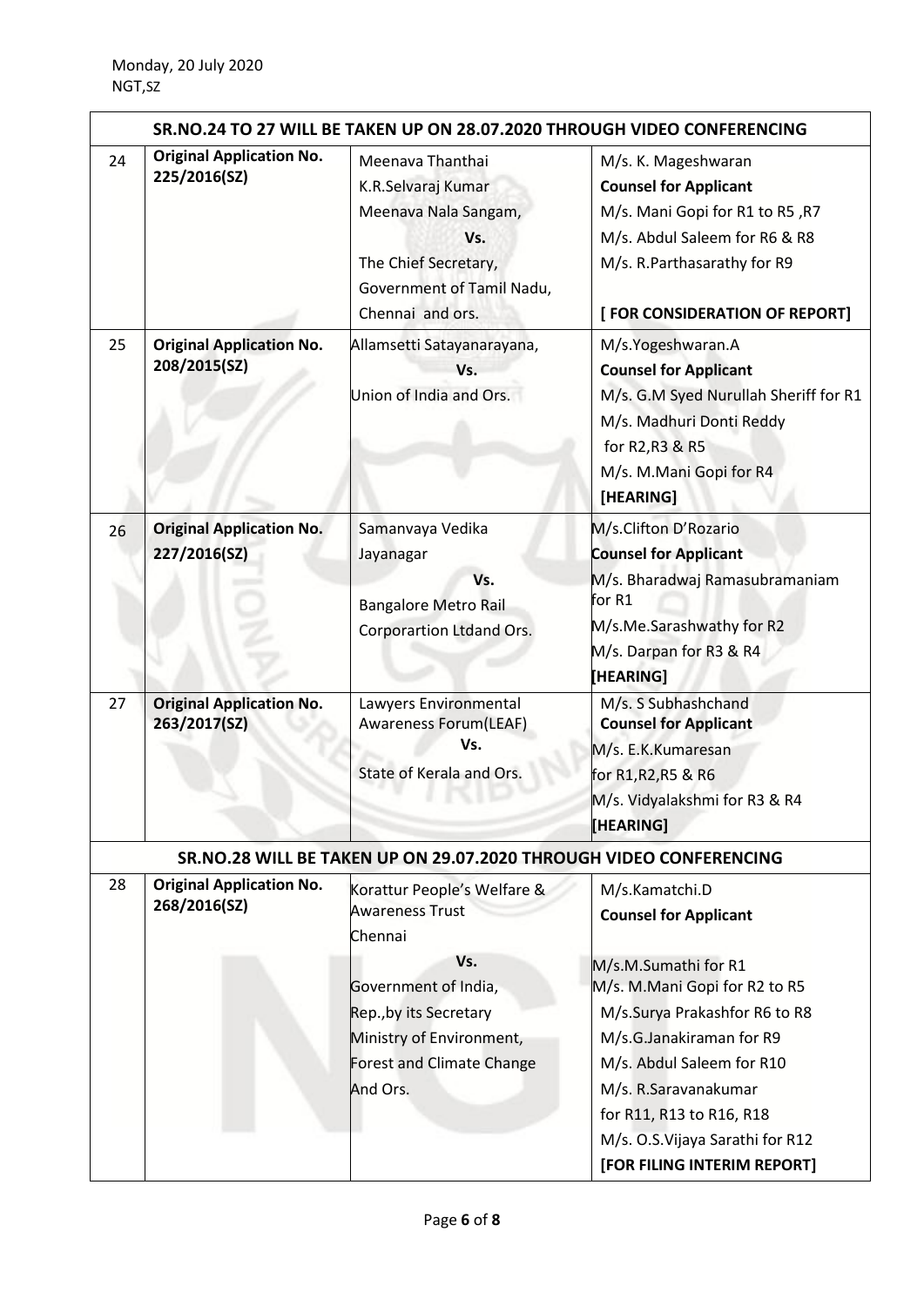Monday, 20 July 2020
NGT,SZ

| SR.NO.24 TO 27 WILL BE TAKEN UP ON 28.07.2020 THROUGH VIDEO CONFERENCING | | | |
|---|---|---|---|
| 24 | **Original Application No. 225/2016(SZ)** | Meenava Thanthai<br>K.R.Selvaraj Kumar<br>Meenava Nala Sangam,<br>Vs.<br>The Chief Secretary,<br>Government of Tamil Nadu,<br>Chennai and ors. | M/s. K. Mageshwaran<br>**Counsel for Applicant**<br>M/s. Mani Gopi for R1 to R5 ,R7<br>M/s. Abdul Saleem for R6 & R8<br>M/s. R.Parthasarathy for R9<br>**[ FOR CONSIDERATION OF REPORT]** |
| 25 | **Original Application No. 208/2015(SZ)** | Allamsetti Satayanarayana,<br>Vs.<br>Union of India and Ors. | M/s.Yogeshwaran.A<br>**Counsel for Applicant**<br>M/s. G.M Syed Nurullah Sheriff for R1<br>M/s. Madhuri Donti Reddy for R2,R3 & R5<br>M/s. M.Mani Gopi for R4<br>**[HEARING]** |
| 26 | **Original Application No. 227/2016(SZ)** | Samanvaya Vedika<br>Jayanagar<br>Vs.<br>Bangalore Metro Rail Corporartion Ltdand Ors. | M/s.Clifton D'Rozario<br>**Counsel for Applicant**<br>M/s. Bharadwaj Ramasubramaniam for R1<br>M/s.Me.Sarashwathy for R2<br>M/s. Darpan for R3 & R4<br>**[HEARING]** |
| 27 | **Original Application No. 263/2017(SZ)** | Lawyers Environmental Awareness Forum(LEAF)<br>Vs.<br>State of Kerala and Ors. | M/s. S Subhashchand<br>**Counsel for Applicant**<br>M/s. E.K.Kumaresan for R1,R2,R5 & R6<br>M/s. Vidyalakshmi for R3 & R4<br>**[HEARING]** |
| **SR.NO.28 WILL BE TAKEN UP ON 29.07.2020 THROUGH VIDEO CONFERENCING** | | | |
| 28 | **Original Application No. 268/2016(SZ)** | Korattur People's Welfare & Awareness Trust<br>Chennai<br>Vs.<br>Government of India,<br>Rep.,by its Secretary<br>Ministry of Environment,<br>Forest and Climate Change<br>And Ors. | M/s.Kamatchi.D<br>**Counsel for Applicant**<br>M/s.M.Sumathi for R1<br>M/s. M.Mani Gopi for R2 to R5<br>M/s.Surya Prakashfor R6 to R8<br>M/s.G.Janakiraman for R9<br>M/s. Abdul Saleem for R10<br>M/s. R.Saravanakumar for R11, R13 to R16, R18<br>M/s. O.S.Vijaya Sarathi for R12<br>**[FOR FILING INTERIM REPORT]** |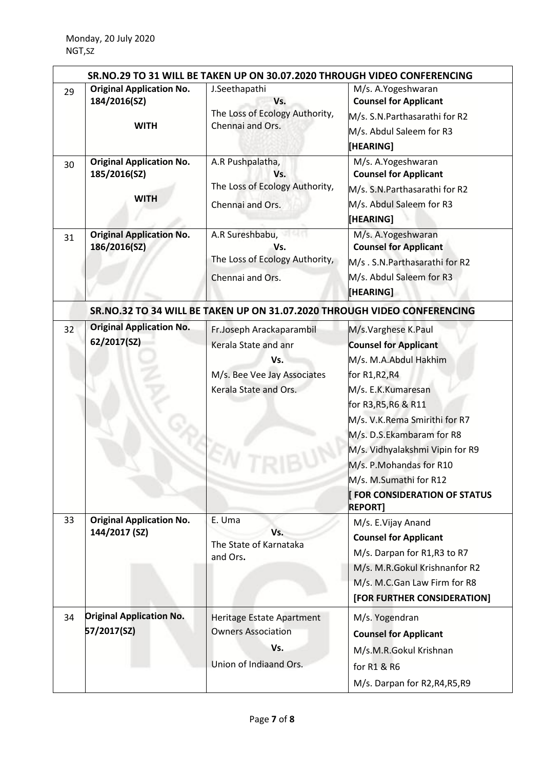Monday, 20 July 2020
NGT,SZ

| | | | |
|---|---|---|---|
| **SR.NO.29 TO 31 WILL BE TAKEN UP ON 30.07.2020 THROUGH VIDEO CONFERENCING** | | | |
| 29 | **Original Application No. 184/2016(SZ)**<br><br>**WITH** | J.Seethapathi<br>**Vs.**<br>The Loss of Ecology Authority, Chennai and Ors. | M/s. A.Yogeshwaran<br>**Counsel for Applicant**<br>M/s. S.N.Parthasarathi for R2<br>M/s. Abdul Saleem for R3<br>**[HEARING]** |
| 30 | **Original Application No. 185/2016(SZ)**<br><br>**WITH** | A.R Pushpalatha,<br>**Vs.**<br>The Loss of Ecology Authority,<br>Chennai and Ors. | M/s. A.Yogeshwaran<br>**Counsel for Applicant**<br>M/s. S.N.Parthasarathi for R2<br>M/s. Abdul Saleem for R3<br>**[HEARING]** |
| 31 | **Original Application No. 186/2016(SZ)** | A.R Sureshbabu,<br>**Vs.**<br>The Loss of Ecology Authority,<br>Chennai and Ors. | M/s. A.Yogeshwaran<br>**Counsel for Applicant**<br>M/s . S.N.Parthasarathi for R2<br>M/s. Abdul Saleem for R3<br>**[HEARING]** |
| **SR.NO.32 TO 34 WILL BE TAKEN UP ON 31.07.2020 THROUGH VIDEO CONFERENCING** | | | |
| 32 | **Original Application No. 62/2017(SZ)** | Fr.Joseph Arackaparambil<br>Kerala State and anr<br>**Vs.**<br>M/s. Bee Vee Jay Associates<br>Kerala State and Ors. | M/s.Varghese K.Paul<br>**Counsel for Applicant**<br>M/s. M.A.Abdul Hakhim<br>for R1,R2,R4<br>M/s. E.K.Kumaresan<br>for R3,R5,R6 & R11<br>M/s. V.K.Rema Smirithi for R7<br>M/s. D.S.Ekambaram for R8<br>M/s. Vidhyalakshmi Vipin for R9<br>M/s. P.Mohandas for R10<br>M/s. M.Sumathi for R12<br>**[ FOR CONSIDERATION OF STATUS REPORT]** |
| 33 | **Original Application No. 144/2017 (SZ)** | E. Uma<br>**Vs.**<br>The State of Karnataka and Ors**.** | M/s. E.Vijay Anand<br>**Counsel for Applicant**<br>M/s. Darpan for R1,R3 to R7<br>M/s. M.R.Gokul Krishnanfor R2<br>M/s. M.C.Gan Law Firm for R8<br>**[FOR FURTHER CONSIDERATION]** |
| 34 | **Original Application No. 57/2017(SZ)** | Heritage Estate Apartment Owners Association<br>**Vs.**<br>Union of Indiaand Ors. | M/s. Yogendran<br>**Counsel for Applicant**<br>M/s.M.R.Gokul Krishnan<br>for R1 & R6<br>M/s. Darpan for R2,R4,R5,R9 |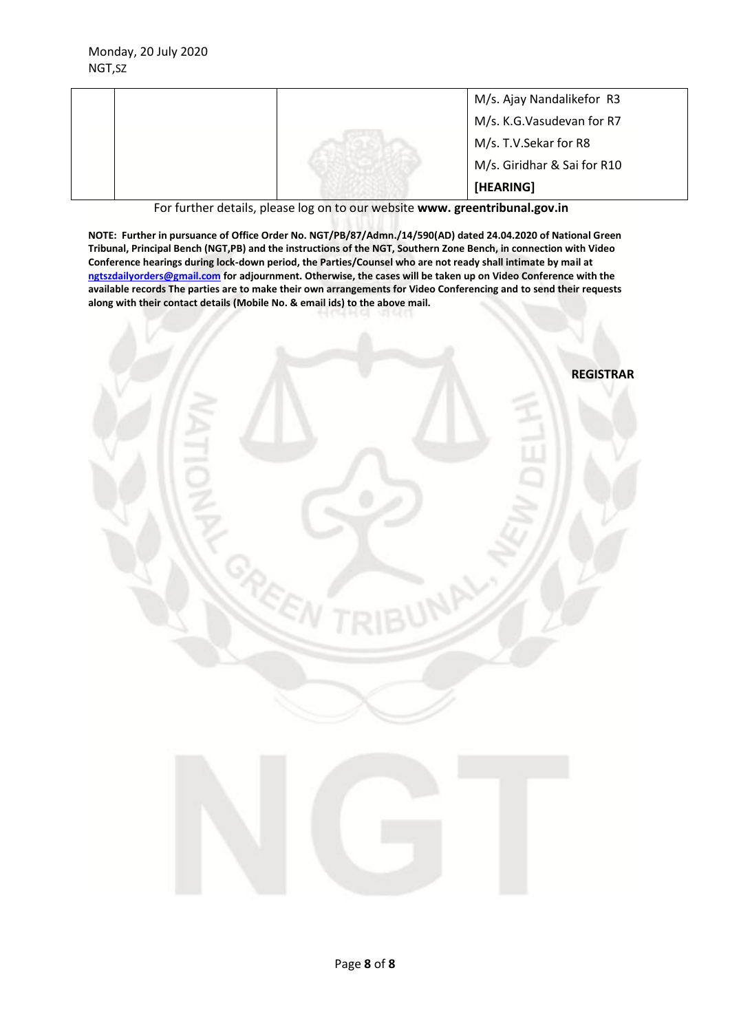| | | | |
|---|---|---|---|
| | | | M/s. Ajay Nandalikefor R3<br>M/s. K.G.Vasudevan for R7<br>M/s. T.V.Sekar for R8<br>M/s. Giridhar & Sai for R10<br>**[HEARING]** |

For further details, please log on to our website **www. greentribunal.gov.in**

**NOTE: Further in pursuance of Office Order No. NGT/PB/87/Admn./14/590(AD) dated 24.04.2020 of National Green Tribunal, Principal Bench (NGT,PB) and the instructions of the NGT, Southern Zone Bench, in connection with Video Conference hearings during lock-down period, the Parties/Counsel who are not ready shall intimate by mail at ngtszdailyorders@gmail.com for adjournment. Otherwise, the cases will be taken up on Video Conference with the available records The parties are to make their own arrangements for Video Conferencing and to send their requests along with their contact details (Mobile No. & email ids) to the above mail.**

**REGISTRAR**